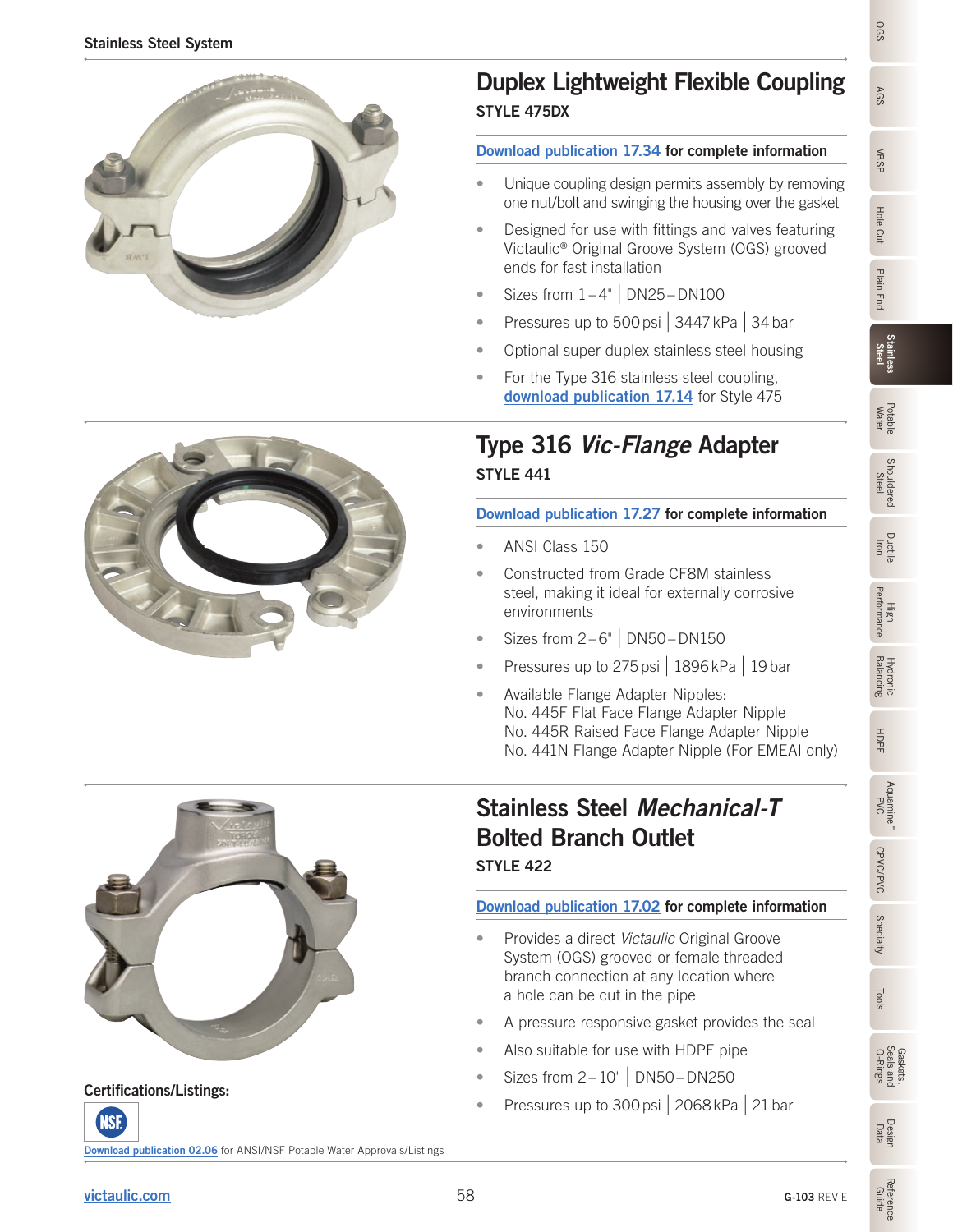## Duplex Lightweight Flexible Coupling

**STYLE 475DX**

Download publication 17.34 **for complete information**

- Unique coupling design permits assembly by removing one nut/bolt and swinging the housing over the gasket
- Designed for use with fittings and valves featuring Victaulic® Original Groove System (OGS) grooved ends for fast installation
- Sizes from 1 – 4" | DN25 – DN100
- Pressures up to 500 psi | 3447 kPa | 34 bar
- Optional super duplex stainless steel housing
- For the Type 316 stainless steel coupling, **download publication 17.14** for Style 475

## Type 316 *Vic-Flange* Adapter

**STYLE 441**

Download publication 17.27 **for complete information**

- ANSI Class 150
- Constructed from Grade CF8M stainless steel, making it ideal for externally corrosive environments
- Sizes from 2 – 6" | DN50 – DN150
- Pressures up to 275 psi | 1896 kPa | 19 bar
- Available Flange Adapter Nipples:
  No. 445F Flat Face Flange Adapter Nipple
  No. 445R Raised Face Flange Adapter Nipple
  No. 441N Flange Adapter Nipple (For EMEAI only)

## Stainless Steel *Mechanical-T* Bolted Branch Outlet

**STYLE 422**

Download publication 17.02 **for complete information**

- Provides a direct *Victaulic* Original Groove System (OGS) grooved or female threaded branch connection at any location where a hole can be cut in the pipe
- A pressure responsive gasket provides the seal
- Also suitable for use with HDPE pipe
- Sizes from 2 – 10" | DN50 – DN250
- Pressures up to 300 psi | 2068 kPa | 21 bar

**Certifications/Listings:**

NSF

Download publication 02.06 for ANSI/NSF Potable Water Approvals/Listings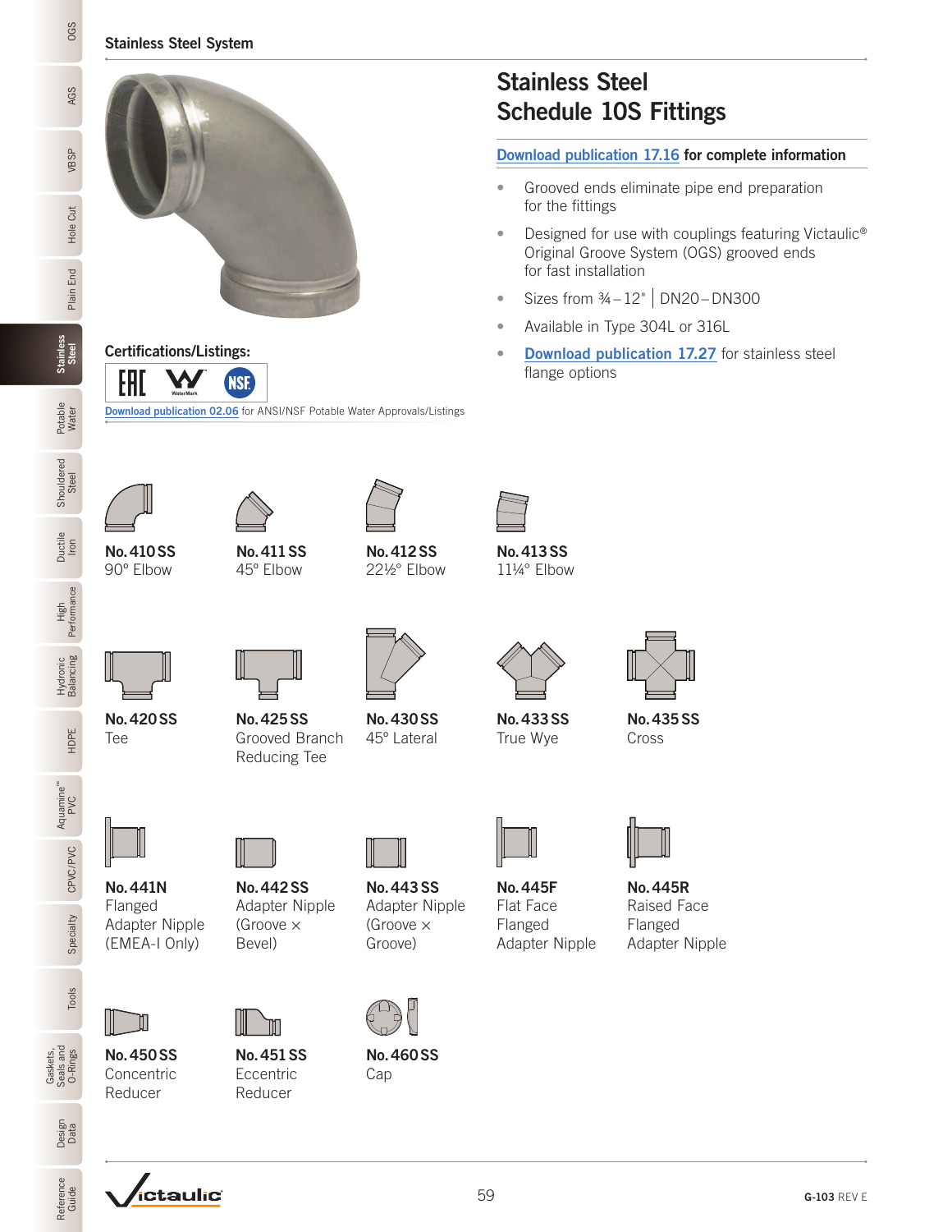# Stainless Steel Schedule 10S Fittings

**Download publication 17.16 for complete information**

- Grooved ends eliminate pipe end preparation for the fittings
- Designed for use with couplings featuring Victaulic® Original Groove System (OGS) grooved ends for fast installation
- Sizes from ¾ – 12" | DN20 – DN300
- Available in Type 304L or 316L
- Download publication 17.27 for stainless steel flange options

**Certifications/Listings:**

Download publication 02.06 for ANSI/NSF Potable Water Approvals/Listings

**No. 410 SS**
90° Elbow

**No. 411 SS**
45° Elbow

**No. 412 SS**
22½° Elbow

**No. 413 SS**
11¼° Elbow

**No. 420 SS**
Tee

**No. 425 SS**
Grooved Branch Reducing Tee

**No. 430 SS**
45° Lateral

**No. 433 SS**
True Wye

**No. 435 SS**
Cross

**No. 441N**
Flanged Adapter Nipple (EMEA-I Only)

**No. 442 SS**
Adapter Nipple (Groove × Bevel)

**No. 443 SS**
Adapter Nipple (Groove × Groove)

**No. 445F**
Flat Face Flanged Adapter Nipple

**No. 445R**
Raised Face Flanged Adapter Nipple

**No. 450 SS**
Concentric Reducer

**No. 451 SS**
Eccentric Reducer

**No. 460 SS**
Cap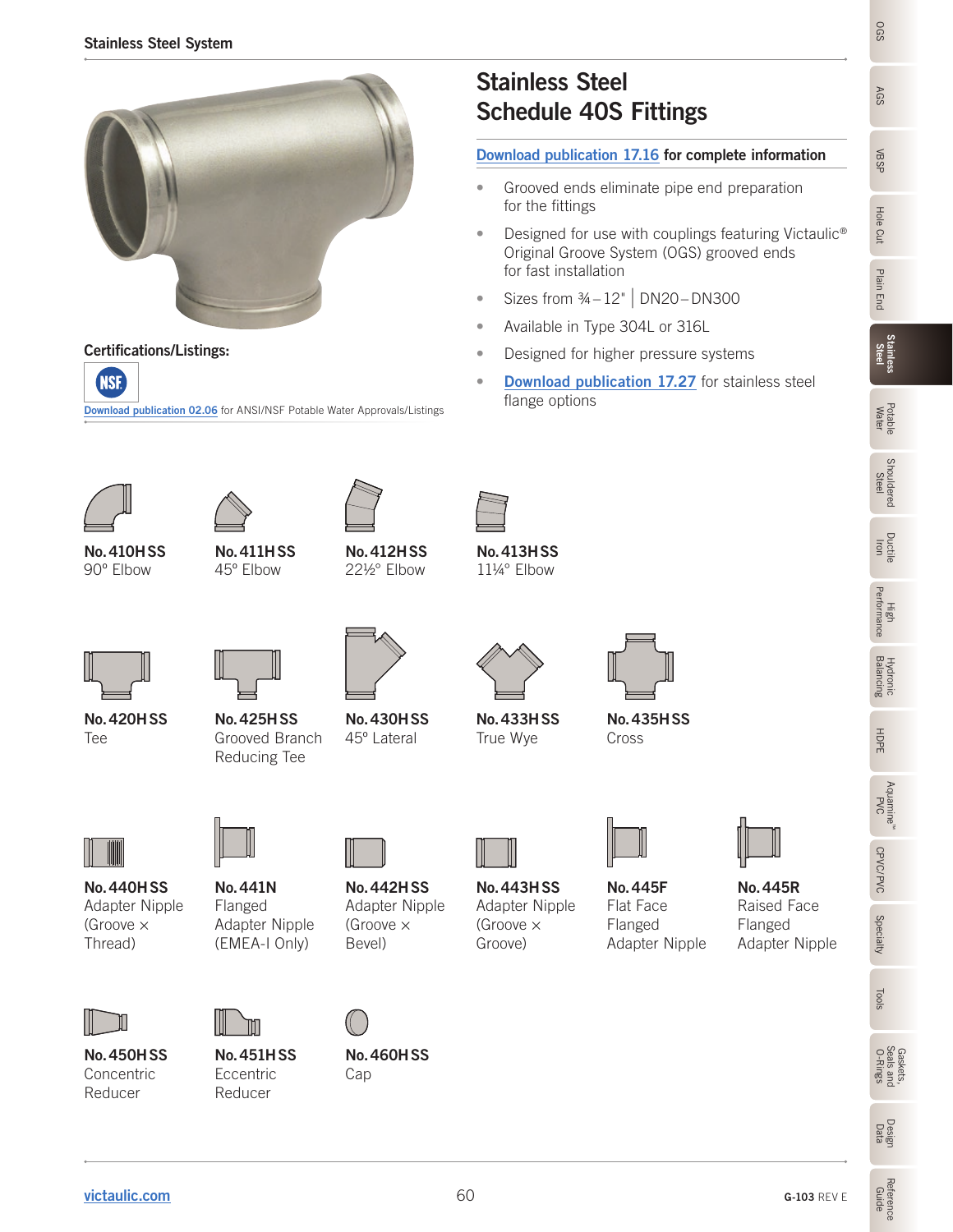## Stainless Steel Schedule 40S Fittings

Download publication 17.16 **for complete information**

- Grooved ends eliminate pipe end preparation for the fittings
- Designed for use with couplings featuring Victaulic® Original Groove System (OGS) grooved ends for fast installation
- Sizes from ¾ – 12" | DN20 – DN300
- Available in Type 304L or 316L
- Designed for higher pressure systems
- Download publication 17.27 for stainless steel flange options

**Certifications/Listings:**

NSF

Download publication 02.06 for ANSI/NSF Potable Water Approvals/Listings

**No. 410HSS**
90° Elbow

**No. 411HSS**
45° Elbow

**No. 412HSS**
22½° Elbow

**No. 413HSS**
11¼° Elbow

**No. 420HSS**
Tee

**No. 425HSS**
Grooved Branch Reducing Tee

**No. 430HSS**
45° Lateral

**No. 433HSS**
True Wye

**No. 435HSS**
Cross

**No. 440HSS**
Adapter Nipple (Groove × Thread)

**No. 441N**
Flanged Adapter Nipple (EMEA-I Only)

**No. 442HSS**
Adapter Nipple (Groove × Bevel)

**No. 443HSS**
Adapter Nipple (Groove × Groove)

**No. 445F**
Flat Face Flanged Adapter Nipple

**No. 445R**
Raised Face Flanged Adapter Nipple

**No. 450HSS**
Concentric Reducer

**No. 451HSS**
Eccentric Reducer

**No. 460HSS**
Cap